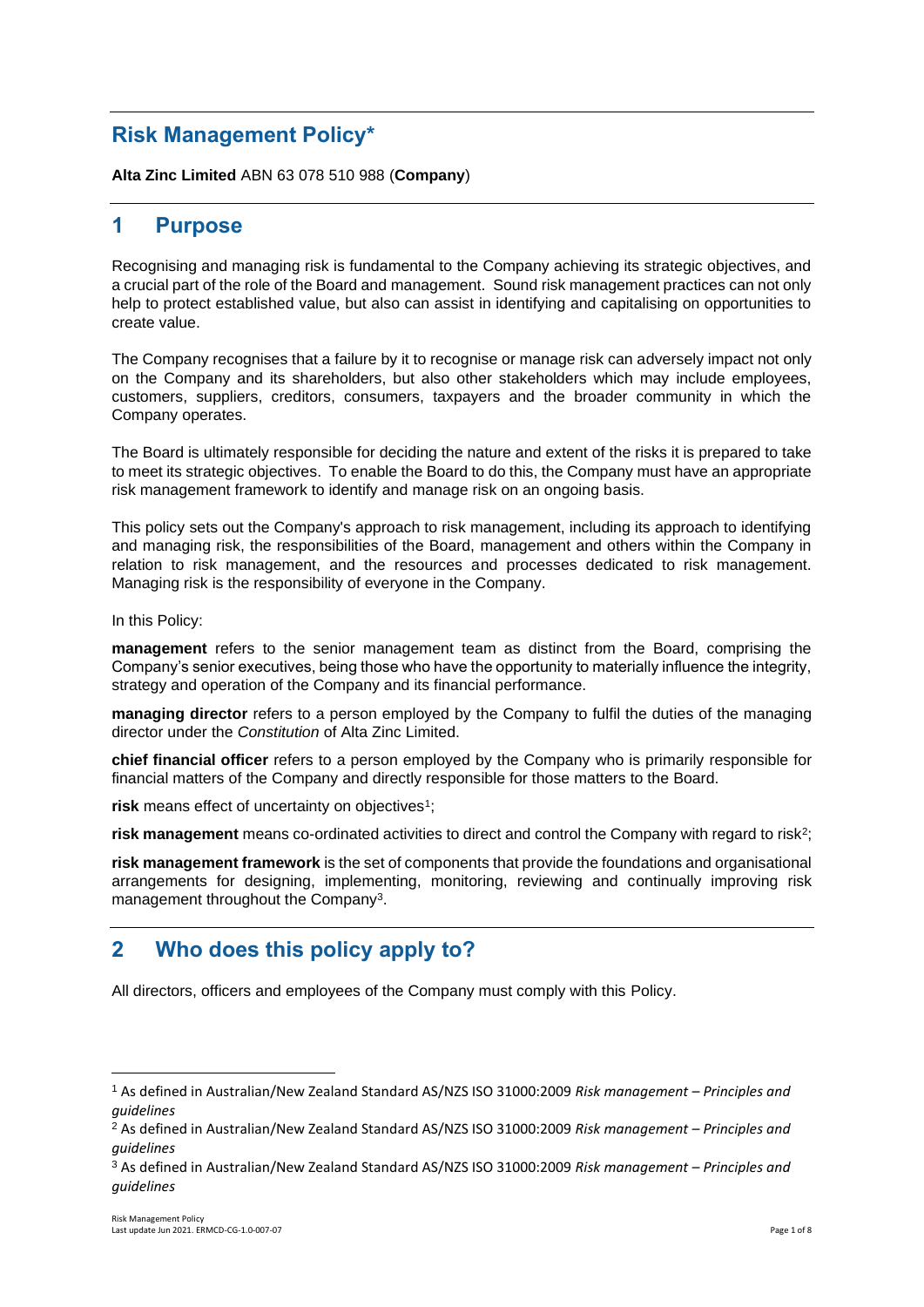# Risk Management Policy*

**Alta Zinc Limited** ABN 63 078 510 988 (**Company**)

## 1 Purpose

Recognising and managing risk is fundamental to the Company achieving its strategic objectives, and a crucial part of the role of the Board and management. Sound risk management practices can not only help to protect established value, but also can assist in identifying and capitalising on opportunities to create value.

The Company recognises that a failure by it to recognise or manage risk can adversely impact not only on the Company and its shareholders, but also other stakeholders which may include employees, customers, suppliers, creditors, consumers, taxpayers and the broader community in which the Company operates.

The Board is ultimately responsible for deciding the nature and extent of the risks it is prepared to take to meet its strategic objectives. To enable the Board to do this, the Company must have an appropriate risk management framework to identify and manage risk on an ongoing basis.

This policy sets out the Company's approach to risk management, including its approach to identifying and managing risk, the responsibilities of the Board, management and others within the Company in relation to risk management, and the resources and processes dedicated to risk management. Managing risk is the responsibility of everyone in the Company.

In this Policy:

**management** refers to the senior management team as distinct from the Board, comprising the Company's senior executives, being those who have the opportunity to materially influence the integrity, strategy and operation of the Company and its financial performance.

**managing director** refers to a person employed by the Company to fulfil the duties of the managing director under the *Constitution* of Alta Zinc Limited.

**chief financial officer** refers to a person employed by the Company who is primarily responsible for financial matters of the Company and directly responsible for those matters to the Board.

**risk** means effect of uncertainty on objectives[1];

**risk management** means co-ordinated activities to direct and control the Company with regard to risk[2];

**risk management framework** is the set of components that provide the foundations and organisational arrangements for designing, implementing, monitoring, reviewing and continually improving risk management throughout the Company[3].

## 2 Who does this policy apply to?

All directors, officers and employees of the Company must comply with this Policy.

---

[1] As defined in Australian/New Zealand Standard AS/NZS ISO 31000:2009 *Risk management – Principles and guidelines*

[2] As defined in Australian/New Zealand Standard AS/NZS ISO 31000:2009 *Risk management – Principles and guidelines*

[3] As defined in Australian/New Zealand Standard AS/NZS ISO 31000:2009 *Risk management – Principles and guidelines*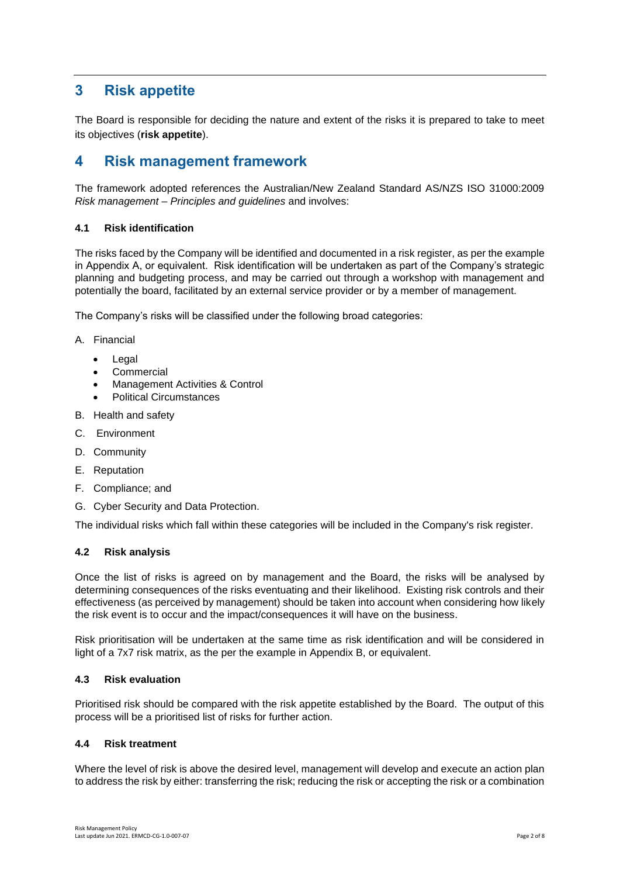# 3 Risk appetite

The Board is responsible for deciding the nature and extent of the risks it is prepared to take to meet its objectives (**risk appetite**).

# 4 Risk management framework

The framework adopted references the Australian/New Zealand Standard AS/NZS ISO 31000:2009 *Risk management – Principles and guidelines* and involves:

### 4.1 Risk identification

The risks faced by the Company will be identified and documented in a risk register, as per the example in Appendix A, or equivalent. Risk identification will be undertaken as part of the Company's strategic planning and budgeting process, and may be carried out through a workshop with management and potentially the board, facilitated by an external service provider or by a member of management.

The Company's risks will be classified under the following broad categories:

A. Financial
   - Legal
   - Commercial
   - Management Activities & Control
   - Political Circumstances

B. Health and safety

C. Environment

D. Community

E. Reputation

F. Compliance; and

G. Cyber Security and Data Protection.

The individual risks which fall within these categories will be included in the Company's risk register.

### 4.2 Risk analysis

Once the list of risks is agreed on by management and the Board, the risks will be analysed by determining consequences of the risks eventuating and their likelihood. Existing risk controls and their effectiveness (as perceived by management) should be taken into account when considering how likely the risk event is to occur and the impact/consequences it will have on the business.

Risk prioritisation will be undertaken at the same time as risk identification and will be considered in light of a 7x7 risk matrix, as the per the example in Appendix B, or equivalent.

### 4.3 Risk evaluation

Prioritised risk should be compared with the risk appetite established by the Board. The output of this process will be a prioritised list of risks for further action.

### 4.4 Risk treatment

Where the level of risk is above the desired level, management will develop and execute an action plan to address the risk by either: transferring the risk; reducing the risk or accepting the risk or a combination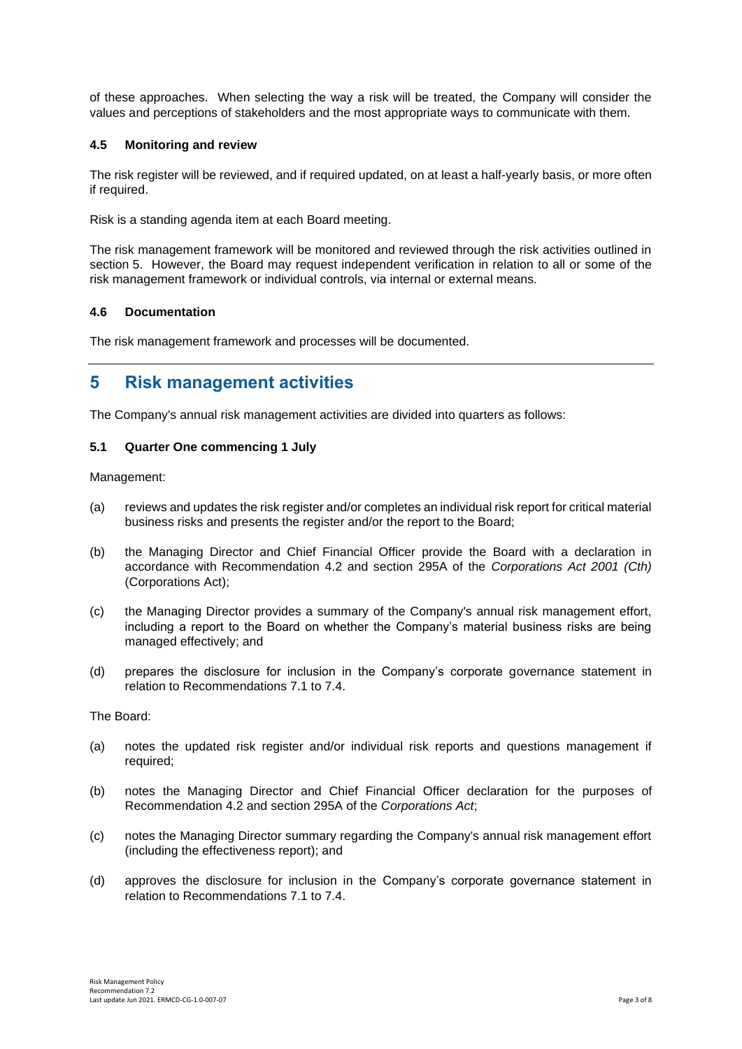of these approaches. When selecting the way a risk will be treated, the Company will consider the values and perceptions of stakeholders and the most appropriate ways to communicate with them.

### 4.5 Monitoring and review

The risk register will be reviewed, and if required updated, on at least a half-yearly basis, or more often if required.

Risk is a standing agenda item at each Board meeting.

The risk management framework will be monitored and reviewed through the risk activities outlined in section 5. However, the Board may request independent verification in relation to all or some of the risk management framework or individual controls, via internal or external means.

### 4.6 Documentation

The risk management framework and processes will be documented.

## 5 Risk management activities

The Company's annual risk management activities are divided into quarters as follows:

### 5.1 Quarter One commencing 1 July

Management:

(a) reviews and updates the risk register and/or completes an individual risk report for critical material business risks and presents the register and/or the report to the Board;

(b) the Managing Director and Chief Financial Officer provide the Board with a declaration in accordance with Recommendation 4.2 and section 295A of the *Corporations Act 2001 (Cth)* (Corporations Act);

(c) the Managing Director provides a summary of the Company's annual risk management effort, including a report to the Board on whether the Company's material business risks are being managed effectively; and

(d) prepares the disclosure for inclusion in the Company's corporate governance statement in relation to Recommendations 7.1 to 7.4.

The Board:

(a) notes the updated risk register and/or individual risk reports and questions management if required;

(b) notes the Managing Director and Chief Financial Officer declaration for the purposes of Recommendation 4.2 and section 295A of the *Corporations Act*;

(c) notes the Managing Director summary regarding the Company's annual risk management effort (including the effectiveness report); and

(d) approves the disclosure for inclusion in the Company's corporate governance statement in relation to Recommendations 7.1 to 7.4.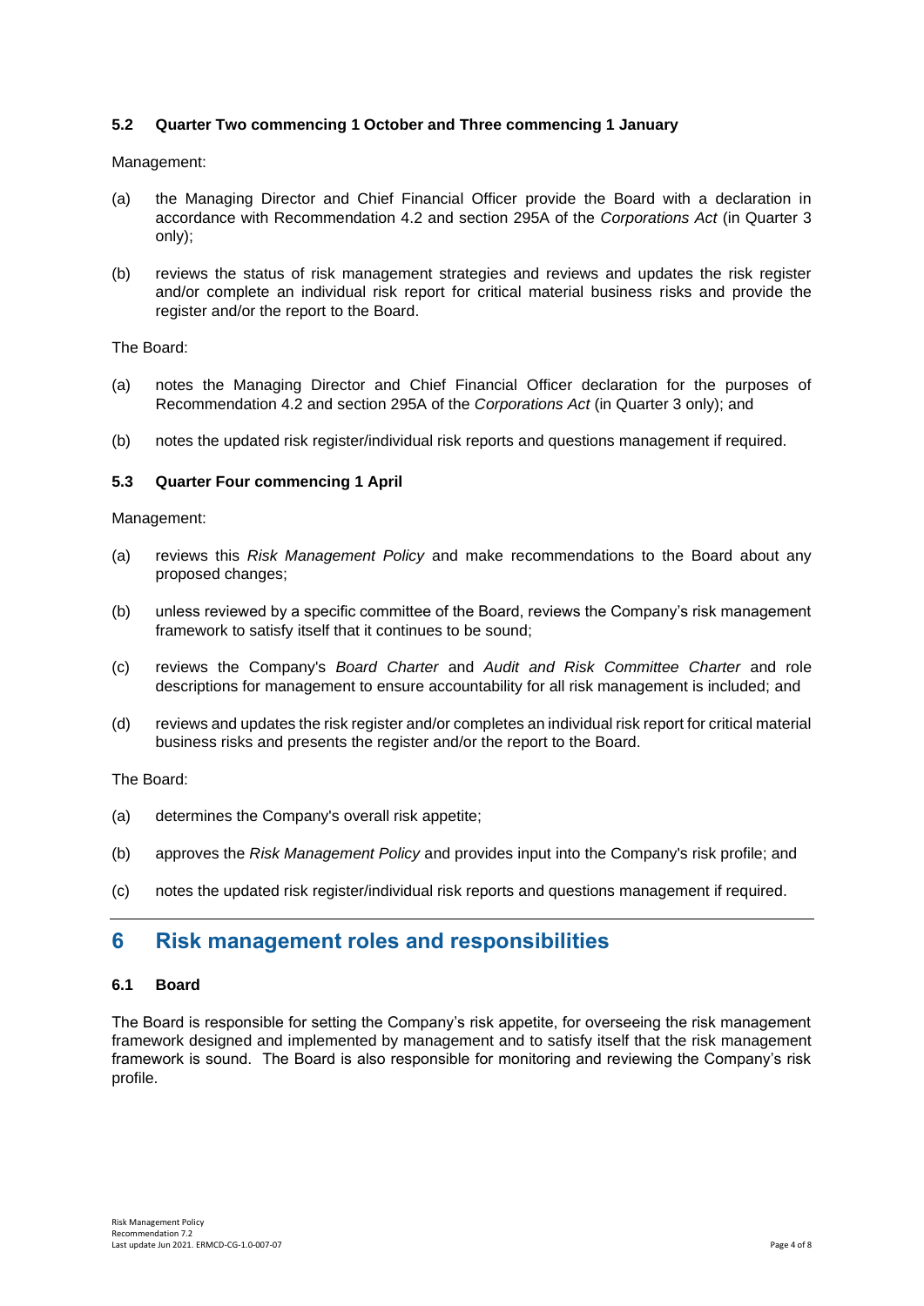### 5.2 Quarter Two commencing 1 October and Three commencing 1 January

Management:

(a) the Managing Director and Chief Financial Officer provide the Board with a declaration in accordance with Recommendation 4.2 and section 295A of the *Corporations Act* (in Quarter 3 only);

(b) reviews the status of risk management strategies and reviews and updates the risk register and/or complete an individual risk report for critical material business risks and provide the register and/or the report to the Board.

The Board:

(a) notes the Managing Director and Chief Financial Officer declaration for the purposes of Recommendation 4.2 and section 295A of the *Corporations Act* (in Quarter 3 only); and

(b) notes the updated risk register/individual risk reports and questions management if required.

### 5.3 Quarter Four commencing 1 April

Management:

(a) reviews this *Risk Management Policy* and make recommendations to the Board about any proposed changes;

(b) unless reviewed by a specific committee of the Board, reviews the Company's risk management framework to satisfy itself that it continues to be sound;

(c) reviews the Company's *Board Charter* and *Audit and Risk Committee Charter* and role descriptions for management to ensure accountability for all risk management is included; and

(d) reviews and updates the risk register and/or completes an individual risk report for critical material business risks and presents the register and/or the report to the Board.

The Board:

(a) determines the Company's overall risk appetite;

(b) approves the *Risk Management Policy* and provides input into the Company's risk profile; and

(c) notes the updated risk register/individual risk reports and questions management if required.

## 6 Risk management roles and responsibilities

### 6.1 Board

The Board is responsible for setting the Company's risk appetite, for overseeing the risk management framework designed and implemented by management and to satisfy itself that the risk management framework is sound. The Board is also responsible for monitoring and reviewing the Company's risk profile.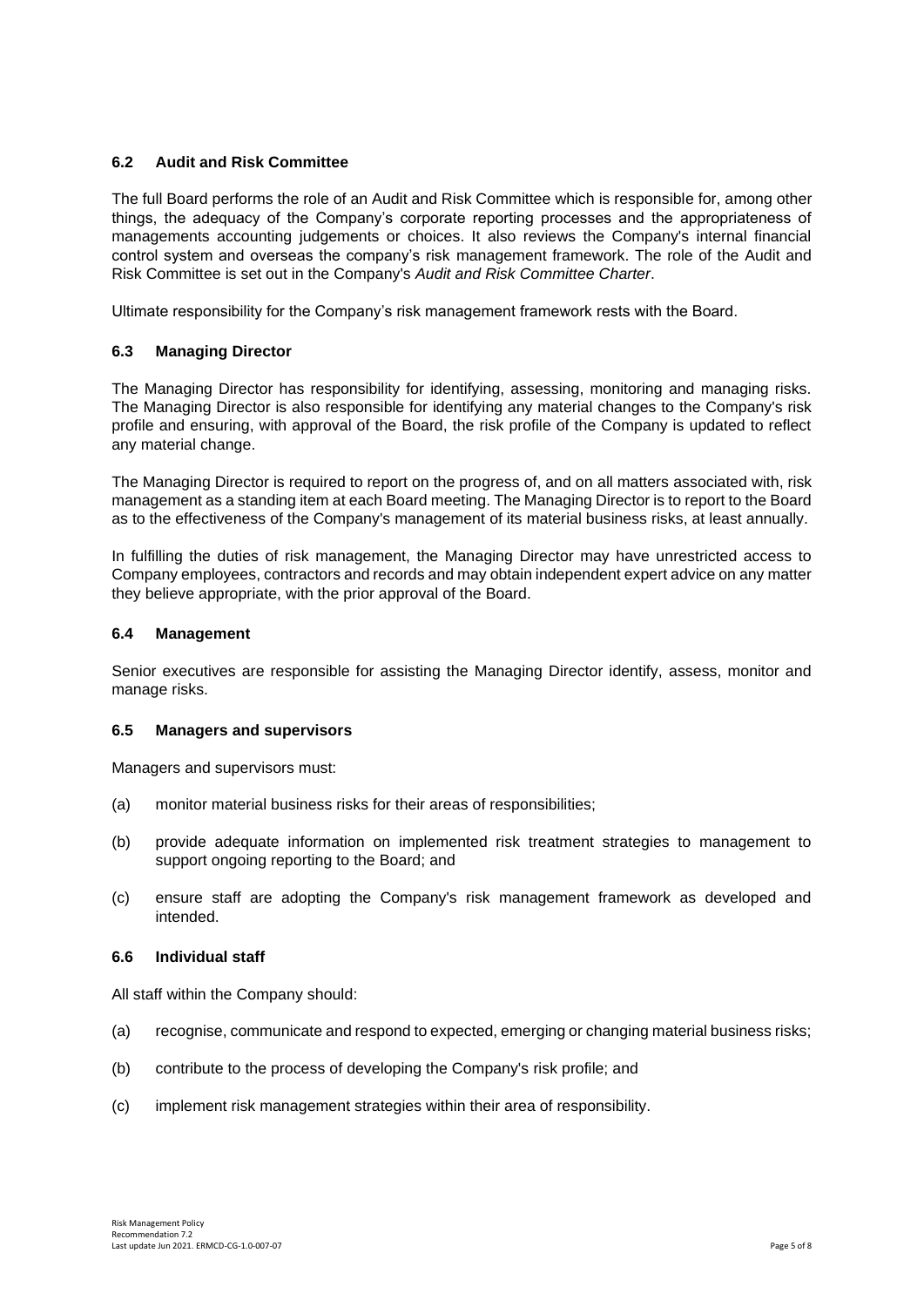### 6.2 Audit and Risk Committee

The full Board performs the role of an Audit and Risk Committee which is responsible for, among other things, the adequacy of the Company's corporate reporting processes and the appropriateness of managements accounting judgements or choices. It also reviews the Company's internal financial control system and overseas the company's risk management framework. The role of the Audit and Risk Committee is set out in the Company's *Audit and Risk Committee Charter*.

Ultimate responsibility for the Company's risk management framework rests with the Board.

### 6.3 Managing Director

The Managing Director has responsibility for identifying, assessing, monitoring and managing risks. The Managing Director is also responsible for identifying any material changes to the Company's risk profile and ensuring, with approval of the Board, the risk profile of the Company is updated to reflect any material change.

The Managing Director is required to report on the progress of, and on all matters associated with, risk management as a standing item at each Board meeting. The Managing Director is to report to the Board as to the effectiveness of the Company's management of its material business risks, at least annually.

In fulfilling the duties of risk management, the Managing Director may have unrestricted access to Company employees, contractors and records and may obtain independent expert advice on any matter they believe appropriate, with the prior approval of the Board.

### 6.4 Management

Senior executives are responsible for assisting the Managing Director identify, assess, monitor and manage risks.

### 6.5 Managers and supervisors

Managers and supervisors must:

(a) monitor material business risks for their areas of responsibilities;

(b) provide adequate information on implemented risk treatment strategies to management to support ongoing reporting to the Board; and

(c) ensure staff are adopting the Company's risk management framework as developed and intended.

### 6.6 Individual staff

All staff within the Company should:

(a) recognise, communicate and respond to expected, emerging or changing material business risks;

(b) contribute to the process of developing the Company's risk profile; and

(c) implement risk management strategies within their area of responsibility.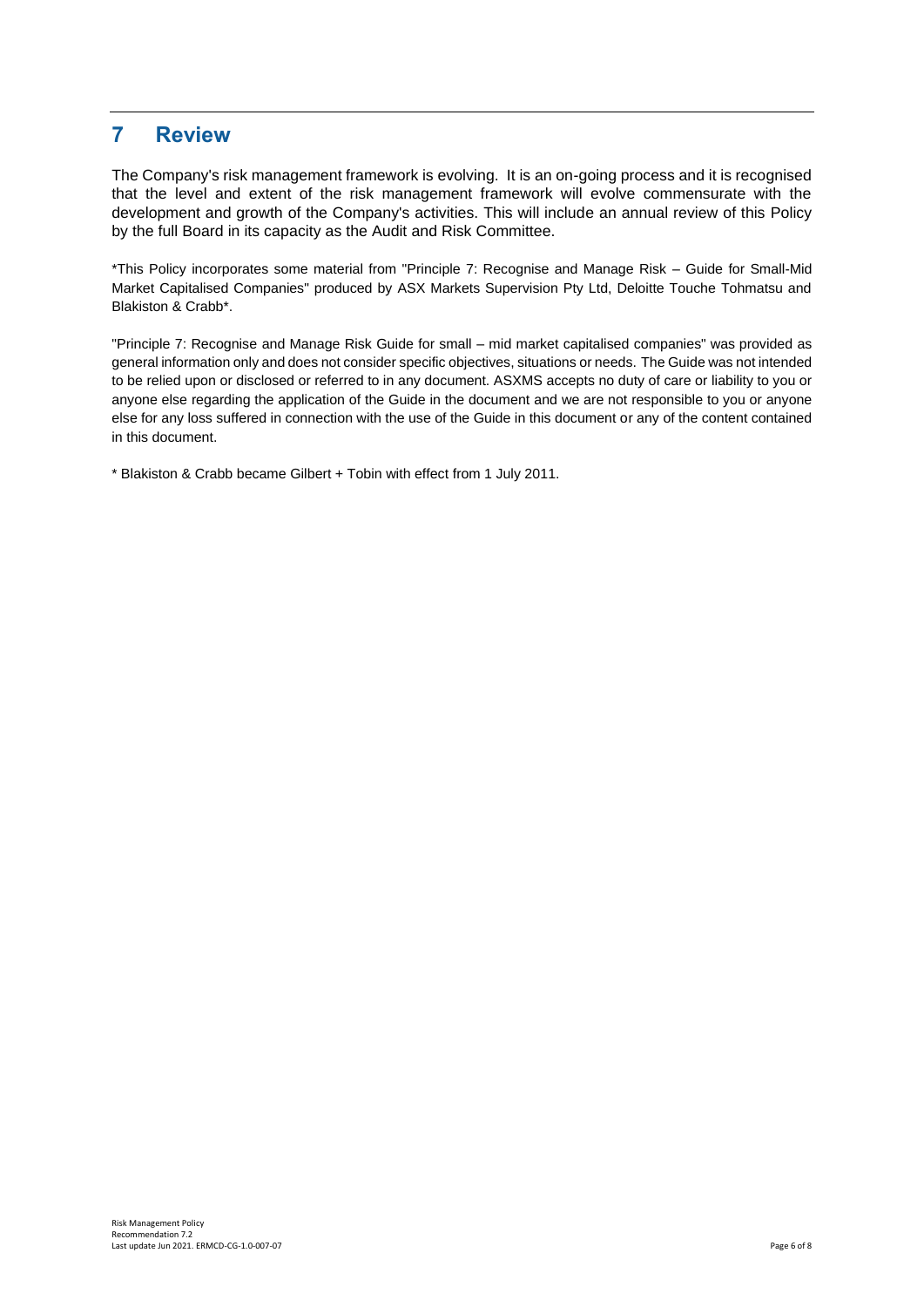## 7 Review

The Company's risk management framework is evolving. It is an on-going process and it is recognised that the level and extent of the risk management framework will evolve commensurate with the development and growth of the Company's activities. This will include an annual review of this Policy by the full Board in its capacity as the Audit and Risk Committee.

*This Policy incorporates some material from "Principle 7: Recognise and Manage Risk – Guide for Small-Mid Market Capitalised Companies" produced by ASX Markets Supervision Pty Ltd, Deloitte Touche Tohmatsu and Blakiston & Crabb*.

"Principle 7: Recognise and Manage Risk Guide for small – mid market capitalised companies" was provided as general information only and does not consider specific objectives, situations or needs. The Guide was not intended to be relied upon or disclosed or referred to in any document. ASXMS accepts no duty of care or liability to you or anyone else regarding the application of the Guide in the document and we are not responsible to you or anyone else for any loss suffered in connection with the use of the Guide in this document or any of the content contained in this document.

* Blakiston & Crabb became Gilbert + Tobin with effect from 1 July 2011.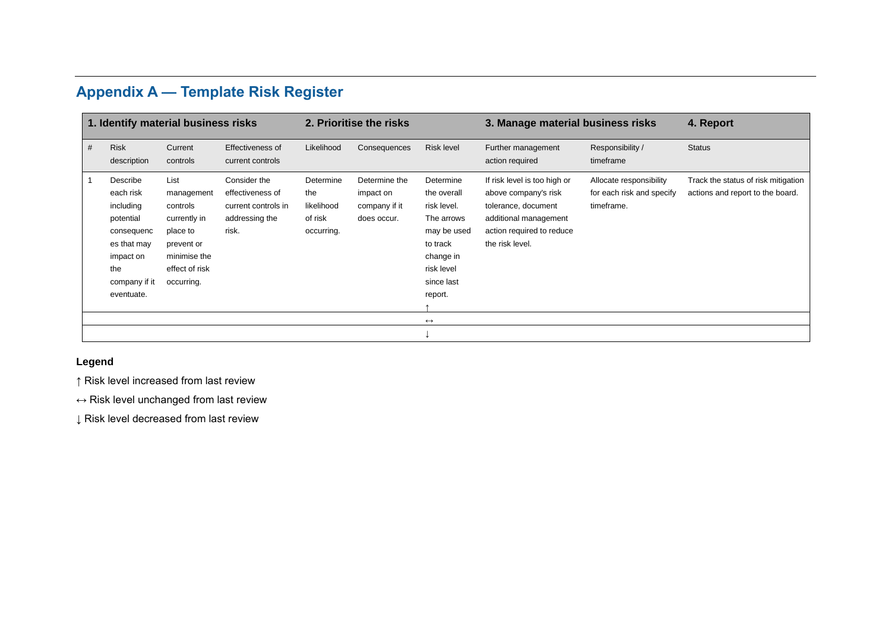## Appendix A — Template Risk Register

| 1. Identify material business risks | | | | 2. Prioritise the risks | | | 3. Manage material business risks | | 4. Report |
|---|---|---|---|---|---|---|---|---|---|
| # | Risk description | Current controls | Effectiveness of current controls | Likelihood | Consequences | Risk level | Further management action required | Responsibility / timeframe | Status |
| 1 | Describe each risk including potential consequences that may impact on the company if it eventuate. | List management controls currently in place to prevent or minimise the effect of risk occurring. | Consider the effectiveness of current controls in addressing the risk. | Determine the likelihood of risk occurring. | Determine the impact on company if it does occur. | Determine the overall risk level. The arrows may be used to track change in risk level since last report. ↑ | If risk level is too high or above company's risk tolerance, document additional management action required to reduce the risk level. | Allocate responsibility for each risk and specify timeframe. | Track the status of risk mitigation actions and report to the board. |
| | | | | | | ↔ | | | |
| | | | | | | ↓ | | | |

**Legend**

↑ Risk level increased from last review

↔ Risk level unchanged from last review

↓ Risk level decreased from last review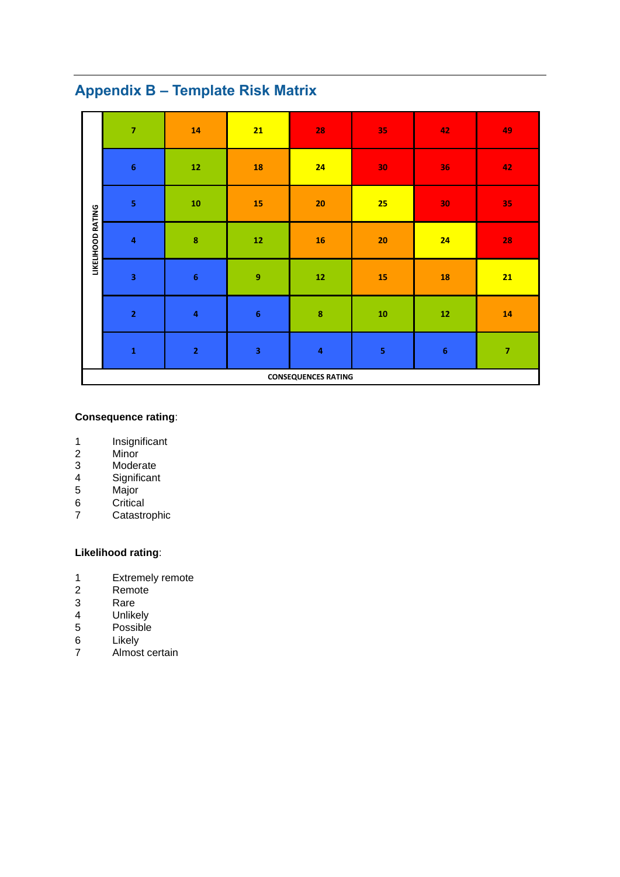## Appendix B – Template Risk Matrix

| LIKELIHOOD RATING | | | | | | | |
|---|---|---|---|---|---|---|---|
| | 7 | 14 | 21 | 28 | 35 | 42 | 49 |
| | 6 | 12 | 18 | 24 | 30 | 36 | 42 |
| | 5 | 10 | 15 | 20 | 25 | 30 | 35 |
| | 4 | 8 | 12 | 16 | 20 | 24 | 28 |
| | 3 | 6 | 9 | 12 | 15 | 18 | 21 |
| | 2 | 4 | 6 | 8 | 10 | 12 | 14 |
| | 1 | 2 | 3 | 4 | 5 | 6 | 7 |
| | CONSEQUENCES RATING | | | | | | |

**Consequence rating**:

1 Insignificant
2 Minor
3 Moderate
4 Significant
5 Major
6 Critical
7 Catastrophic

**Likelihood rating**:

1 Extremely remote
2 Remote
3 Rare
4 Unlikely
5 Possible
6 Likely
7 Almost certain